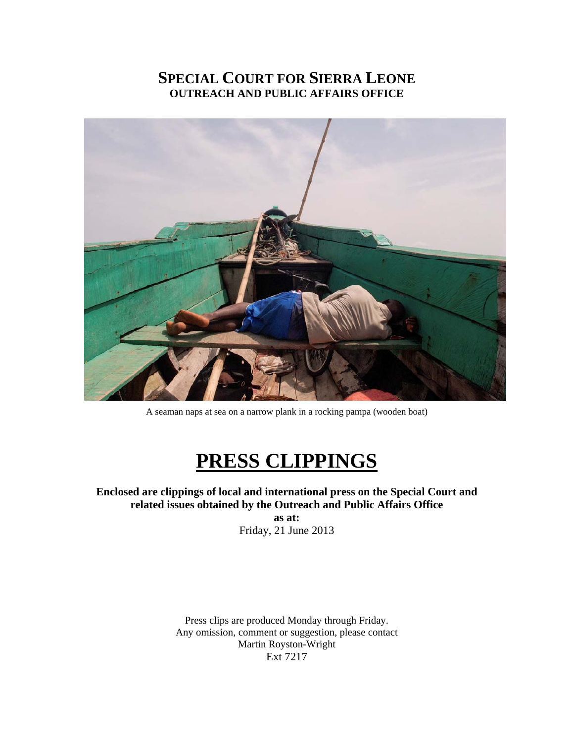# SPECIAL COURT FOR SIERRA LEONE
## OUTREACH AND PUBLIC AFFAIRS OFFICE

A seaman naps at sea on a narrow plank in a rocking pampa (wooden boat)

# PRESS CLIPPINGS

**Enclosed are clippings of local and international press on the Special Court and related issues obtained by the Outreach and Public Affairs Office**

**as at:**

Friday, 21 June 2013

Press clips are produced Monday through Friday.
Any omission, comment or suggestion, please contact
Martin Royston-Wright
Ext 7217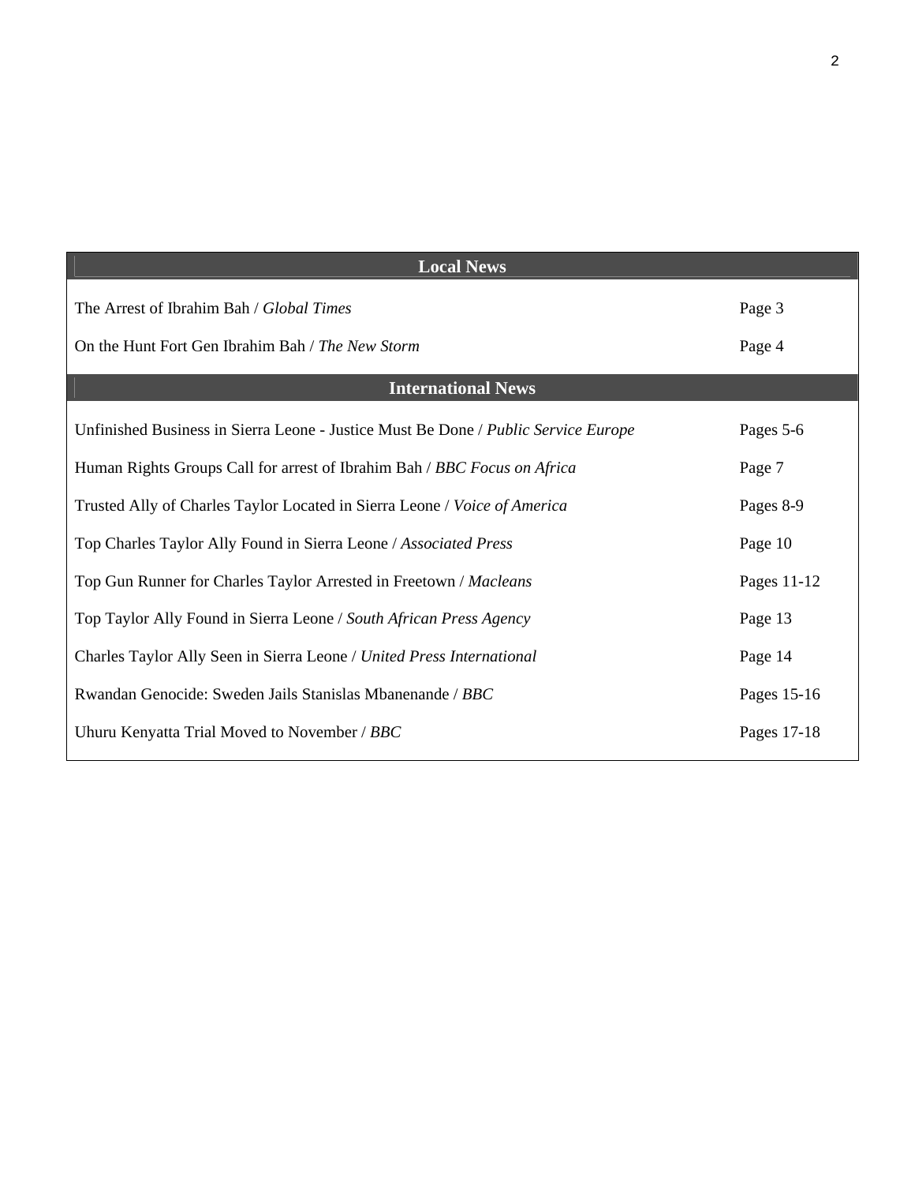| Local News | |
|---|---|
| The Arrest of Ibrahim Bah / *Global Times* | Page 3 |
| On the Hunt Fort Gen Ibrahim Bah / *The New Storm* | Page 4 |
| **International News** | |
| Unfinished Business in Sierra Leone - Justice Must Be Done / *Public Service Europe* | Pages 5-6 |
| Human Rights Groups Call for arrest of Ibrahim Bah / *BBC Focus on Africa* | Page 7 |
| Trusted Ally of Charles Taylor Located in Sierra Leone / *Voice of America* | Pages 8-9 |
| Top Charles Taylor Ally Found in Sierra Leone / *Associated Press* | Page 10 |
| Top Gun Runner for Charles Taylor Arrested in Freetown / *Macleans* | Pages 11-12 |
| Top Taylor Ally Found in Sierra Leone / *South African Press Agency* | Page 13 |
| Charles Taylor Ally Seen in Sierra Leone / *United Press International* | Page 14 |
| Rwandan Genocide: Sweden Jails Stanislas Mbanenande / *BBC* | Pages 15-16 |
| Uhuru Kenyatta Trial Moved to November / *BBC* | Pages 17-18 |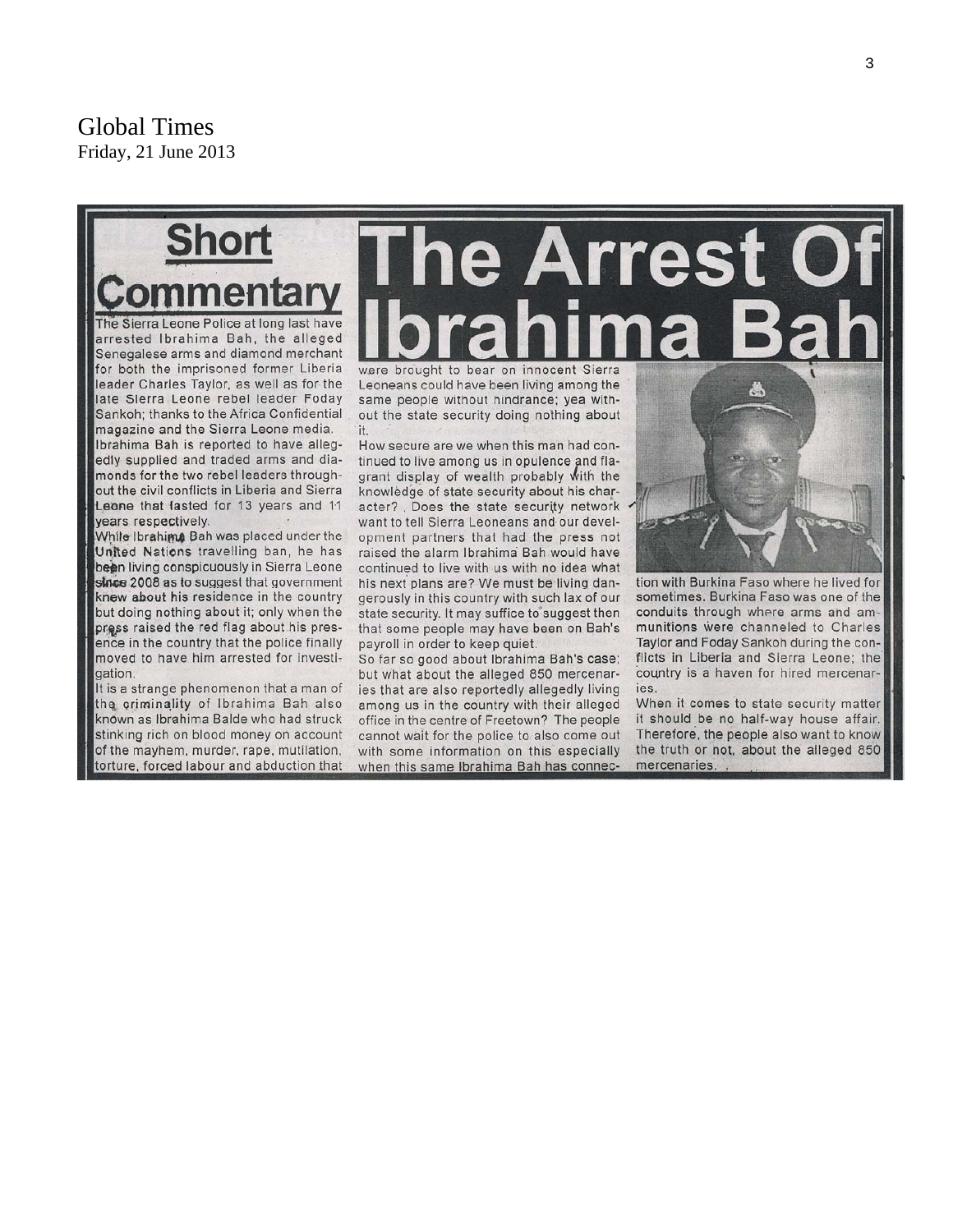Global Times
Friday, 21 June 2013

# Short Commentary

# The Arrest Of Ibrahima Bah

The Sierra Leone Police at long last have arrested Ibrahima Bah, the alleged Senegalese arms and diamond merchant for both the imprisoned former Liberia leader Charles Taylor, as well as for the late Sierra Leone rebel leader Foday Sankoh; thanks to the Africa Confidential magazine and the Sierra Leone media.

Ibrahima Bah is reported to have allegedly supplied and traded arms and diamonds for the two rebel leaders throughout the civil conflicts in Liberia and Sierra Leone that lasted for 13 years and 11 years respectively.

While Ibrahima Bah was placed under the United Nations travelling ban, he has been living conspicuously in Sierra Leone since 2008 as to suggest that government knew about his residence in the country but doing nothing about it; only when the press raised the red flag about his presence in the country that the police finally moved to have him arrested for investigation.

It is a strange phenomenon that a man of the criminality of Ibrahima Bah also known as Ibrahima Balde who had struck stinking rich on blood money on account of the mayhem, murder, rape, mutilation, torture, forced labour and abduction that were brought to bear on innocent Sierra Leoneans could have been living among the same people without hindrance; yea without the state security doing nothing about it.

How secure are we when this man had continued to live among us in opulence and flagrant display of wealth probably with the knowledge of state security about his character? . Does the state security network want to tell Sierra Leoneans and our development partners that had the press not raised the alarm Ibrahima Bah would have continued to live with us with no idea what his next plans are? We must be living dangerously in this country with such lax of our state security. It may suffice to suggest then that some people may have been on Bah's payroll in order to keep quiet.

So far so good about Ibrahima Bah's case; but what about the alleged 850 mercenaries that are also reportedly allegedly living among us in the country with their alleged office in the centre of Freetown? The people cannot wait for the police to also come out with some information on this especially when this same Ibrahima Bah has connection with Burkina Faso where he lived for sometimes. Burkina Faso was one of the conduits through where arms and ammunitions were channeled to Charles Taylor and Foday Sankoh during the conflicts in Liberia and Sierra Leone; the country is a haven for hired mercenaries.

When it comes to state security matter it should be no half-way house affair. Therefore, the people also want to know the truth or not, about the alleged 850 mercenaries.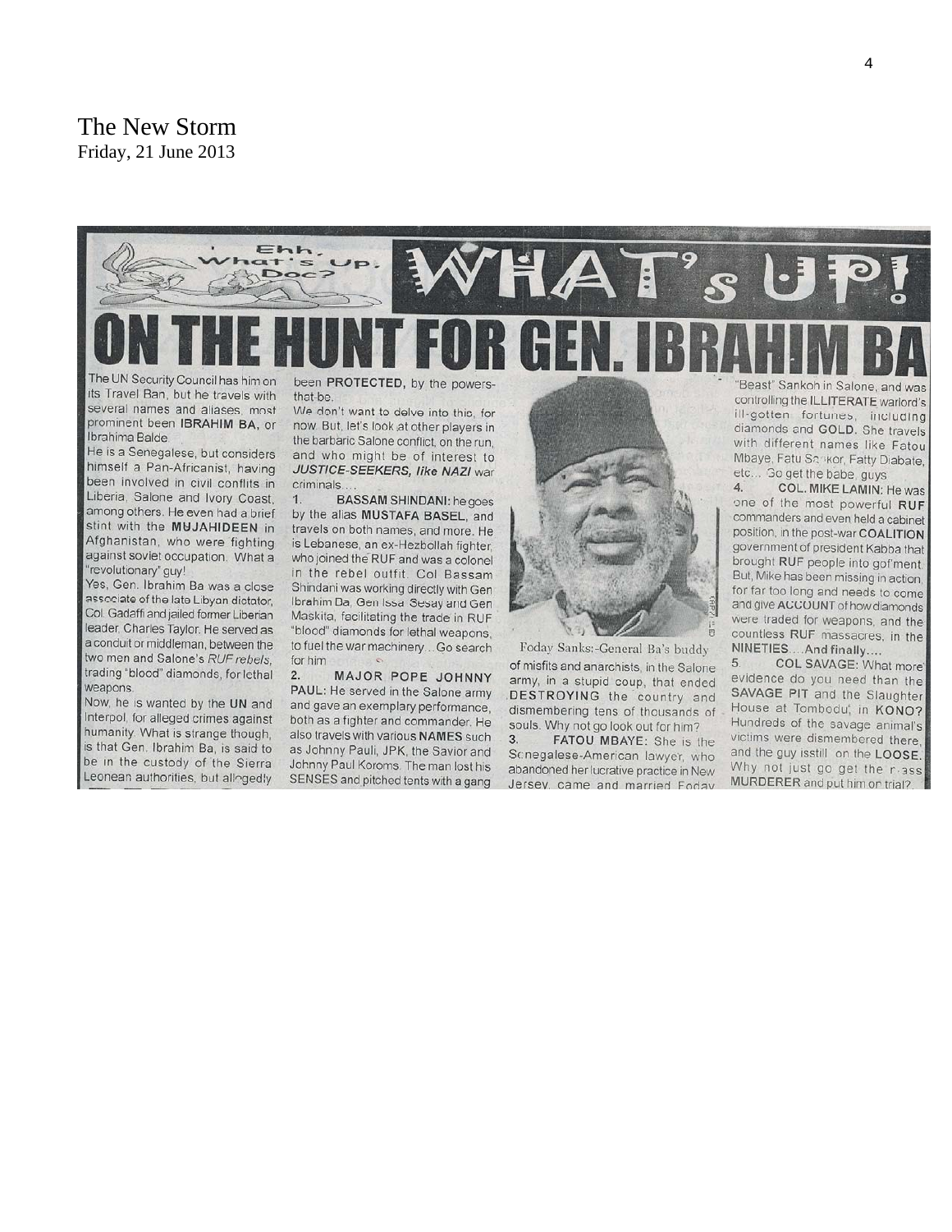The New Storm
Friday, 21 June 2013

Ehh, What's Up, Doc?

# WHAT's UP!

# ON THE HUNT FOR GEN. IBRAHIM BA

The UN Security Council has him on its Travel Ban, but he travels with several names and aliases, most prominent been **IBRAHIM BA**, or Ibrahima Balde.

He is a Senegalese, but considers himself a Pan-Africanist, having been involved in civil conflits in Liberia, Salone and Ivory Coast, among others. He even had a brief stint with the **MUJAHIDEEN** in Afghanistan, who were fighting against soviet occupation. What a "revolutionary" guy!

Yes, Gen. Ibrahim Ba was a close associate of the late Libyan dictator, Col. Gadaffi and jailed former Liberian leader, Charles Taylor. He served as a conduit or middleman, between the two men and Salone's *RUF rebels*, trading "blood" diamonds, for lethal weapons.

Now, he is wanted by the **UN** and Interpol, for alleged crimes against humanity. What is strange though, is that Gen. Ibrahim Ba, is said to be in the custody of the Sierra Leonean authorities, but allegedly been **PROTECTED,** by the powers-that-be.

We don't want to delve into this, for now. But, let's look at other players in the barbaric Salone conflict, on the run, and who might be of interest to ***JUSTICE-SEEKERS, like NAZI*** war criminals....

1. **BASSAM SHINDANI:** he goes by the alias **MUSTAFA BASEL**, and travels on both names, and more. He is Lebanese, an ex-Hezbollah fighter, who joined the RUF and was a colonel in the rebel outfit. Col Bassam Shindani was working directly with Gen Ibrahim Ba, Gen Issa Sesay and Gen Maskita, facilitating the trade in RUF "blood" diamonds for lethal weapons, to fuel the war machinery... Go search for him

2. **MAJOR POPE JOHNNY PAUL:** He served in the Salone army and gave an exemplary performance, both as a fighter and commander. He also travels with various **NAMES** such as Johnny Pauli, JPK, the Savior and Johnny Paul Koroms. The man lost his SENSES and pitched tents with a gang of misfits and anarchists, in the Salone army, in a stupid coup, that ended **DESTROYING** the country and dismembering tens of thousands of souls. Why not go look out for him?

Foday Sankoh:-General Ba's buddy

3. **FATOU MBAYE:** She is the Senegalese-American lawyer, who abandoned her lucrative practice in New Jersey, came and married Foday "Beast" Sankoh in Salone, and was controlling the **ILLITERATE** warlord's ill-gotten fortunes, including diamonds and **GOLD.** She travels with different names like Fatou Mbaye, Fatu Sankor, Fatty Diabate, etc... Go get the babe, guys

4. **COL. MIKE LAMIN:** He was one of the most powerful **RUF** commanders and even held a cabinet position, in the post-war **COALITION** government of president Kabba that brought **RUF** people into gof'ment. But, Mike has been missing in action, for far too long and needs to come and give **ACCOUNT** of how diamonds were traded for weapons, and the countless **RUF** massacres, in the **NINETIES....And finally....**

5. **COL SAVAGE:** What more evidence do you need than the **SAVAGE PIT** and the Slaughter House at Tombodu, in **KONO?** Hundreds of the savage animal's victims were dismembered there, and the guy isstill on the **LOOSE.** Why not just go get the mass **MURDERER** and put him on trial?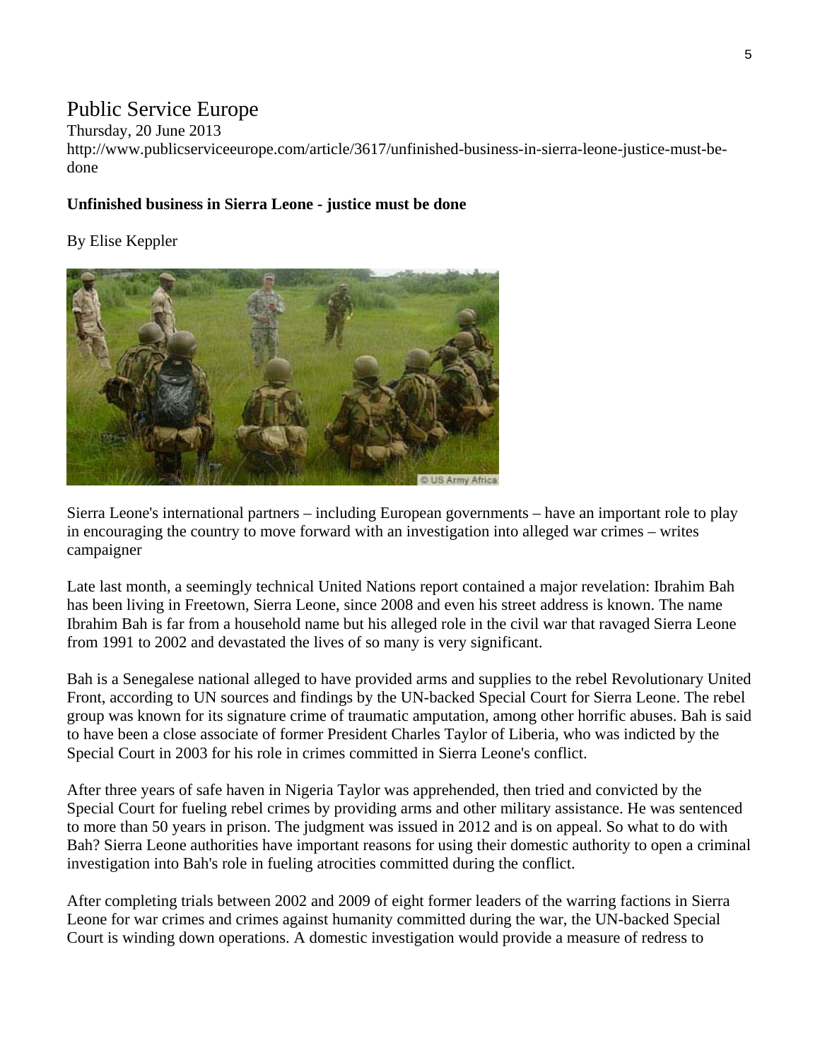# Public Service Europe

Thursday, 20 June 2013

http://www.publicserviceeurope.com/article/3617/unfinished-business-in-sierra-leone-justice-must-be-done

**Unfinished business in Sierra Leone - justice must be done**

By Elise Keppler

© US Army Africa

Sierra Leone's international partners – including European governments – have an important role to play in encouraging the country to move forward with an investigation into alleged war crimes – writes campaigner

Late last month, a seemingly technical United Nations report contained a major revelation: Ibrahim Bah has been living in Freetown, Sierra Leone, since 2008 and even his street address is known. The name Ibrahim Bah is far from a household name but his alleged role in the civil war that ravaged Sierra Leone from 1991 to 2002 and devastated the lives of so many is very significant.

Bah is a Senegalese national alleged to have provided arms and supplies to the rebel Revolutionary United Front, according to UN sources and findings by the UN-backed Special Court for Sierra Leone. The rebel group was known for its signature crime of traumatic amputation, among other horrific abuses. Bah is said to have been a close associate of former President Charles Taylor of Liberia, who was indicted by the Special Court in 2003 for his role in crimes committed in Sierra Leone's conflict.

After three years of safe haven in Nigeria Taylor was apprehended, then tried and convicted by the Special Court for fueling rebel crimes by providing arms and other military assistance. He was sentenced to more than 50 years in prison. The judgment was issued in 2012 and is on appeal. So what to do with Bah? Sierra Leone authorities have important reasons for using their domestic authority to open a criminal investigation into Bah's role in fueling atrocities committed during the conflict.

After completing trials between 2002 and 2009 of eight former leaders of the warring factions in Sierra Leone for war crimes and crimes against humanity committed during the war, the UN-backed Special Court is winding down operations. A domestic investigation would provide a measure of redress to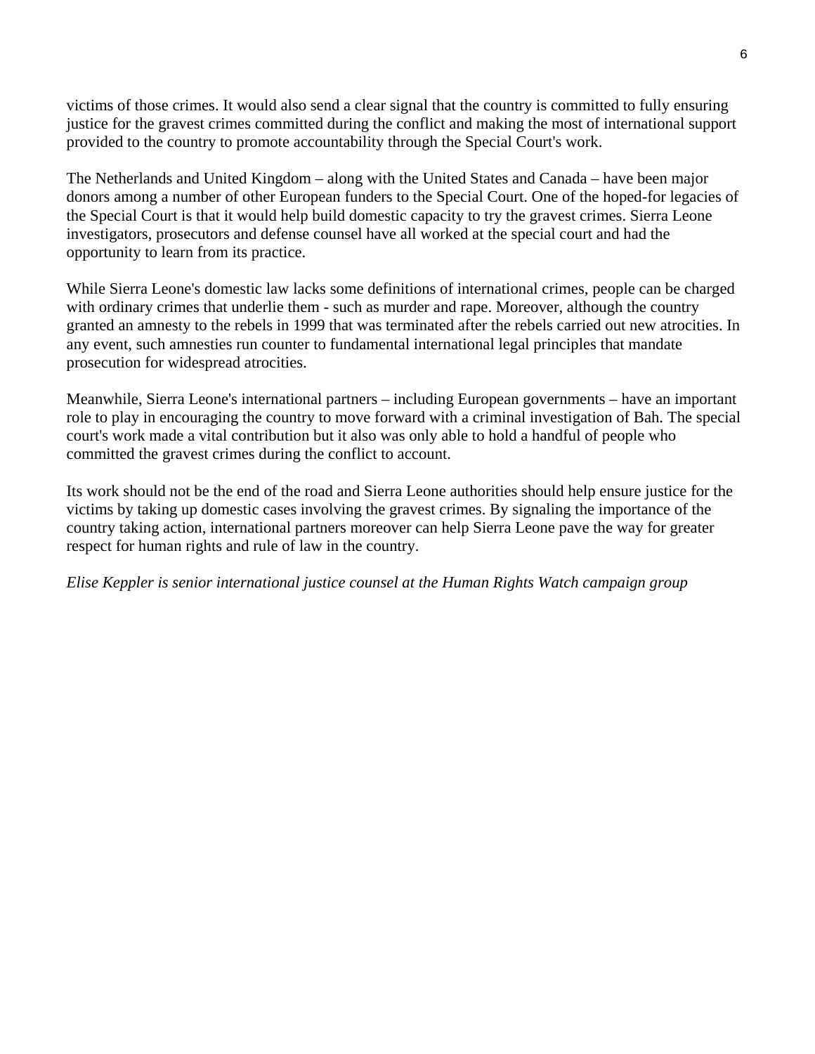victims of those crimes. It would also send a clear signal that the country is committed to fully ensuring justice for the gravest crimes committed during the conflict and making the most of international support provided to the country to promote accountability through the Special Court's work.

The Netherlands and United Kingdom – along with the United States and Canada – have been major donors among a number of other European funders to the Special Court. One of the hoped-for legacies of the Special Court is that it would help build domestic capacity to try the gravest crimes. Sierra Leone investigators, prosecutors and defense counsel have all worked at the special court and had the opportunity to learn from its practice.

While Sierra Leone's domestic law lacks some definitions of international crimes, people can be charged with ordinary crimes that underlie them - such as murder and rape. Moreover, although the country granted an amnesty to the rebels in 1999 that was terminated after the rebels carried out new atrocities. In any event, such amnesties run counter to fundamental international legal principles that mandate prosecution for widespread atrocities.

Meanwhile, Sierra Leone's international partners – including European governments – have an important role to play in encouraging the country to move forward with a criminal investigation of Bah. The special court's work made a vital contribution but it also was only able to hold a handful of people who committed the gravest crimes during the conflict to account.

Its work should not be the end of the road and Sierra Leone authorities should help ensure justice for the victims by taking up domestic cases involving the gravest crimes. By signaling the importance of the country taking action, international partners moreover can help Sierra Leone pave the way for greater respect for human rights and rule of law in the country.

*Elise Keppler is senior international justice counsel at the Human Rights Watch campaign group*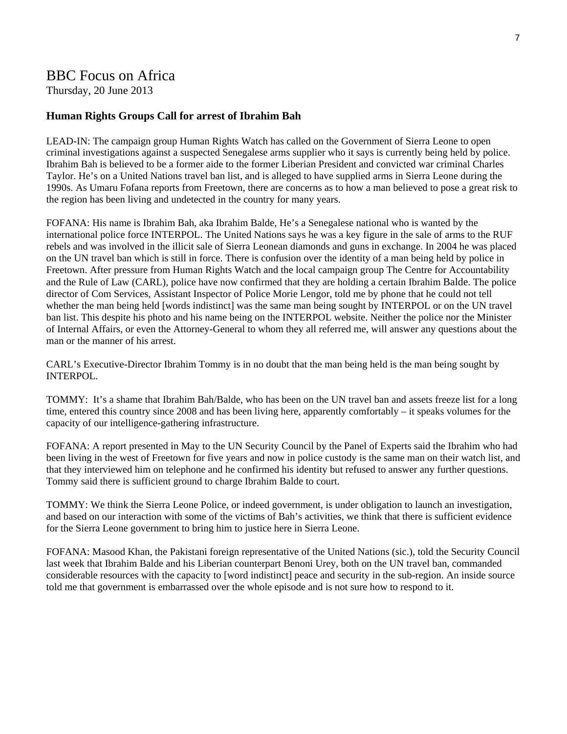# BBC Focus on Africa

Thursday, 20 June 2013

### Human Rights Groups Call for arrest of Ibrahim Bah

LEAD-IN: The campaign group Human Rights Watch has called on the Government of Sierra Leone to open criminal investigations against a suspected Senegalese arms supplier who it says is currently being held by police. Ibrahim Bah is believed to be a former aide to the former Liberian President and convicted war criminal Charles Taylor. He's on a United Nations travel ban list, and is alleged to have supplied arms in Sierra Leone during the 1990s. As Umaru Fofana reports from Freetown, there are concerns as to how a man believed to pose a great risk to the region has been living and undetected in the country for many years.

FOFANA: His name is Ibrahim Bah, aka Ibrahim Balde, He's a Senegalese national who is wanted by the international police force INTERPOL. The United Nations says he was a key figure in the sale of arms to the RUF rebels and was involved in the illicit sale of Sierra Leonean diamonds and guns in exchange. In 2004 he was placed on the UN travel ban which is still in force. There is confusion over the identity of a man being held by police in Freetown. After pressure from Human Rights Watch and the local campaign group The Centre for Accountability and the Rule of Law (CARL), police have now confirmed that they are holding a certain Ibrahim Balde. The police director of Com Services, Assistant Inspector of Police Morie Lengor, told me by phone that he could not tell whether the man being held [words indistinct] was the same man being sought by INTERPOL or on the UN travel ban list. This despite his photo and his name being on the INTERPOL website. Neither the police nor the Minister of Internal Affairs, or even the Attorney-General to whom they all referred me, will answer any questions about the man or the manner of his arrest.

CARL's Executive-Director Ibrahim Tommy is in no doubt that the man being held is the man being sought by INTERPOL.

TOMMY: It's a shame that Ibrahim Bah/Balde, who has been on the UN travel ban and assets freeze list for a long time, entered this country since 2008 and has been living here, apparently comfortably – it speaks volumes for the capacity of our intelligence-gathering infrastructure.

FOFANA: A report presented in May to the UN Security Council by the Panel of Experts said the Ibrahim who had been living in the west of Freetown for five years and now in police custody is the same man on their watch list, and that they interviewed him on telephone and he confirmed his identity but refused to answer any further questions. Tommy said there is sufficient ground to charge Ibrahim Balde to court.

TOMMY: We think the Sierra Leone Police, or indeed government, is under obligation to launch an investigation, and based on our interaction with some of the victims of Bah's activities, we think that there is sufficient evidence for the Sierra Leone government to bring him to justice here in Sierra Leone.

FOFANA: Masood Khan, the Pakistani foreign representative of the United Nations (sic.), told the Security Council last week that Ibrahim Balde and his Liberian counterpart Benoni Urey, both on the UN travel ban, commanded considerable resources with the capacity to [word indistinct] peace and security in the sub-region. An inside source told me that government is embarrassed over the whole episode and is not sure how to respond to it.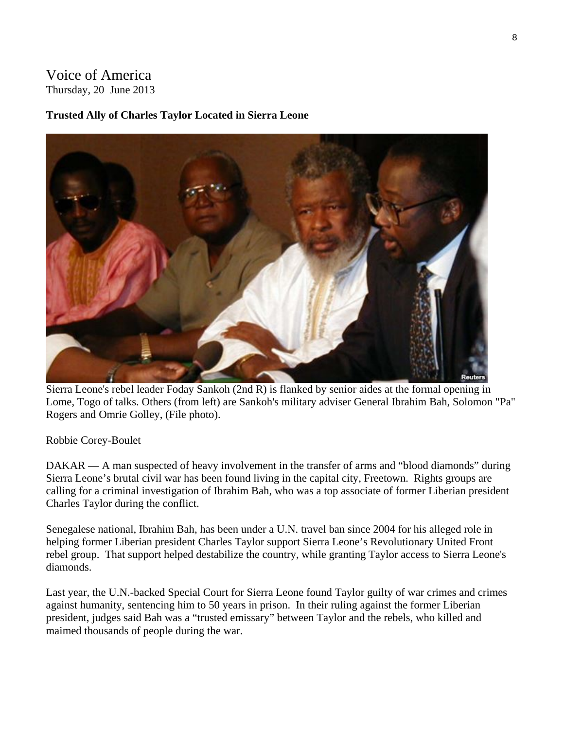Voice of America
Thursday, 20 June 2013

**Trusted Ally of Charles Taylor Located in Sierra Leone**

Sierra Leone's rebel leader Foday Sankoh (2nd R) is flanked by senior aides at the formal opening in Lome, Togo of talks. Others (from left) are Sankoh's military adviser General Ibrahim Bah, Solomon "Pa" Rogers and Omrie Golley, (File photo).

Robbie Corey-Boulet

DAKAR — A man suspected of heavy involvement in the transfer of arms and "blood diamonds" during Sierra Leone's brutal civil war has been found living in the capital city, Freetown. Rights groups are calling for a criminal investigation of Ibrahim Bah, who was a top associate of former Liberian president Charles Taylor during the conflict.

Senegalese national, Ibrahim Bah, has been under a U.N. travel ban since 2004 for his alleged role in helping former Liberian president Charles Taylor support Sierra Leone's Revolutionary United Front rebel group. That support helped destabilize the country, while granting Taylor access to Sierra Leone's diamonds.

Last year, the U.N.-backed Special Court for Sierra Leone found Taylor guilty of war crimes and crimes against humanity, sentencing him to 50 years in prison. In their ruling against the former Liberian president, judges said Bah was a "trusted emissary" between Taylor and the rebels, who killed and maimed thousands of people during the war.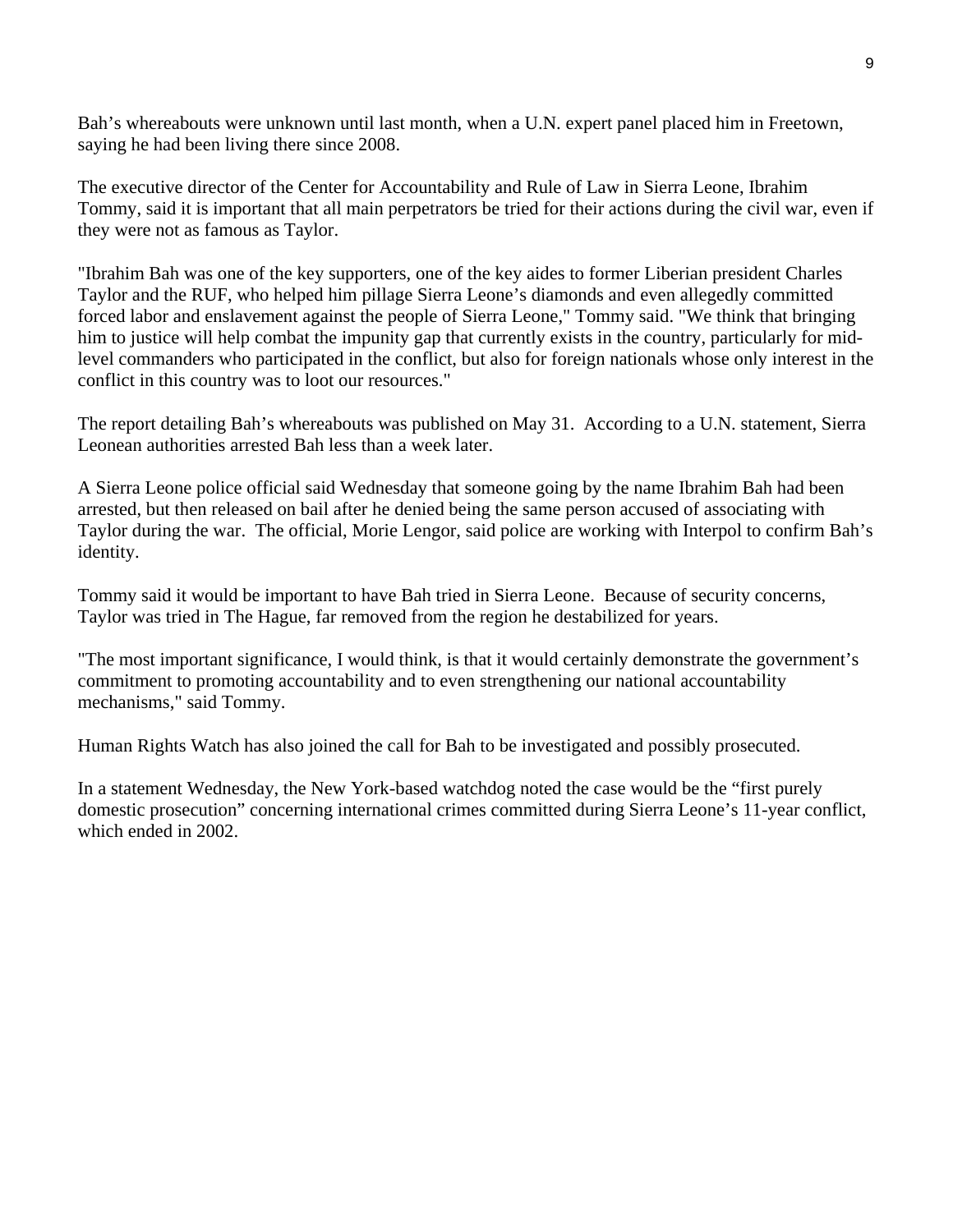Bah's whereabouts were unknown until last month, when a U.N. expert panel placed him in Freetown, saying he had been living there since 2008.

The executive director of the Center for Accountability and Rule of Law in Sierra Leone, Ibrahim Tommy, said it is important that all main perpetrators be tried for their actions during the civil war, even if they were not as famous as Taylor.

"Ibrahim Bah was one of the key supporters, one of the key aides to former Liberian president Charles Taylor and the RUF, who helped him pillage Sierra Leone's diamonds and even allegedly committed forced labor and enslavement against the people of Sierra Leone," Tommy said. "We think that bringing him to justice will help combat the impunity gap that currently exists in the country, particularly for mid-level commanders who participated in the conflict, but also for foreign nationals whose only interest in the conflict in this country was to loot our resources."

The report detailing Bah's whereabouts was published on May 31. According to a U.N. statement, Sierra Leonean authorities arrested Bah less than a week later.

A Sierra Leone police official said Wednesday that someone going by the name Ibrahim Bah had been arrested, but then released on bail after he denied being the same person accused of associating with Taylor during the war. The official, Morie Lengor, said police are working with Interpol to confirm Bah's identity.

Tommy said it would be important to have Bah tried in Sierra Leone. Because of security concerns, Taylor was tried in The Hague, far removed from the region he destabilized for years.

"The most important significance, I would think, is that it would certainly demonstrate the government's commitment to promoting accountability and to even strengthening our national accountability mechanisms," said Tommy.

Human Rights Watch has also joined the call for Bah to be investigated and possibly prosecuted.

In a statement Wednesday, the New York-based watchdog noted the case would be the "first purely domestic prosecution" concerning international crimes committed during Sierra Leone's 11-year conflict, which ended in 2002.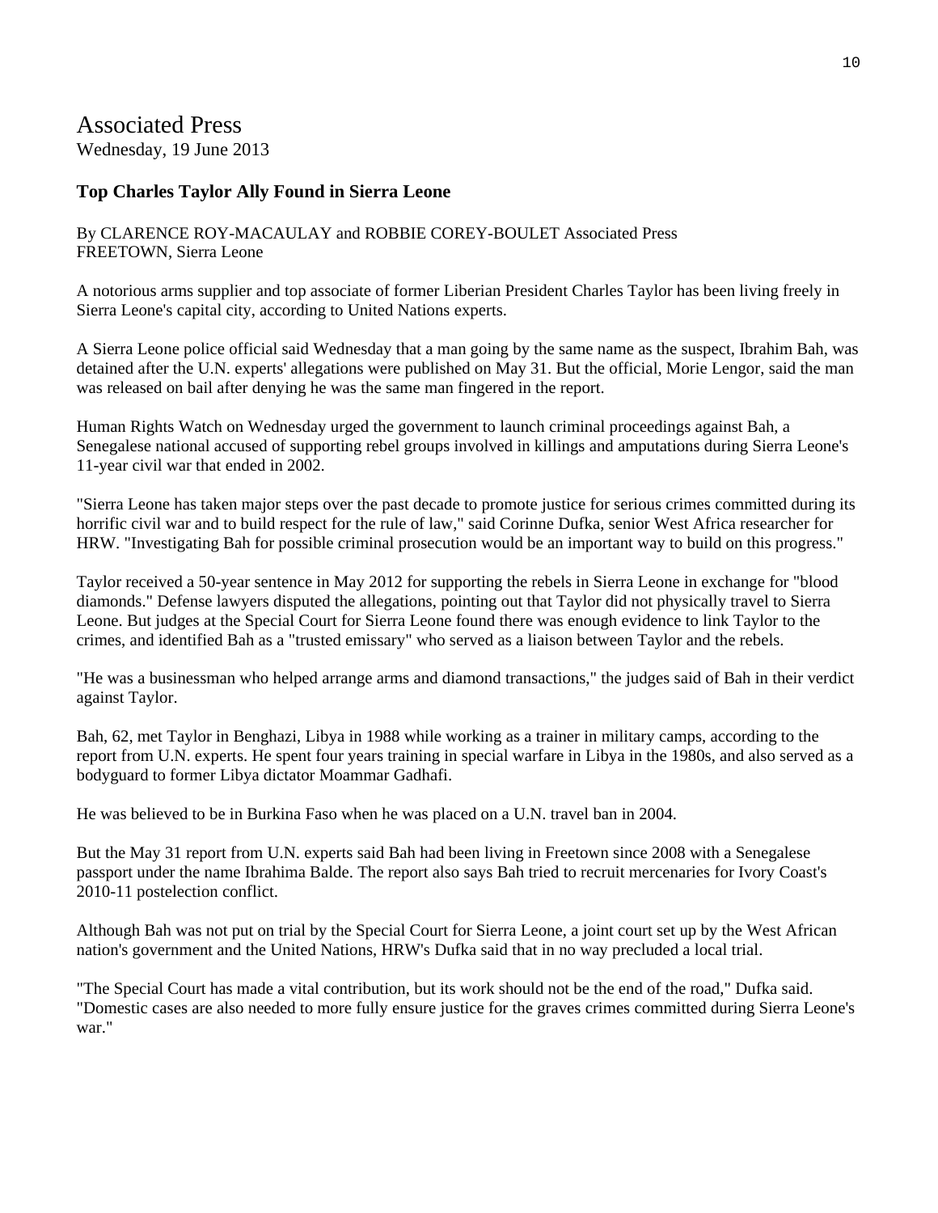# Associated Press

Wednesday, 19 June 2013

### Top Charles Taylor Ally Found in Sierra Leone

By CLARENCE ROY-MACAULAY and ROBBIE COREY-BOULET Associated Press
FREETOWN, Sierra Leone

A notorious arms supplier and top associate of former Liberian President Charles Taylor has been living freely in Sierra Leone's capital city, according to United Nations experts.

A Sierra Leone police official said Wednesday that a man going by the same name as the suspect, Ibrahim Bah, was detained after the U.N. experts' allegations were published on May 31. But the official, Morie Lengor, said the man was released on bail after denying he was the same man fingered in the report.

Human Rights Watch on Wednesday urged the government to launch criminal proceedings against Bah, a Senegalese national accused of supporting rebel groups involved in killings and amputations during Sierra Leone's 11-year civil war that ended in 2002.

"Sierra Leone has taken major steps over the past decade to promote justice for serious crimes committed during its horrific civil war and to build respect for the rule of law," said Corinne Dufka, senior West Africa researcher for HRW. "Investigating Bah for possible criminal prosecution would be an important way to build on this progress."

Taylor received a 50-year sentence in May 2012 for supporting the rebels in Sierra Leone in exchange for "blood diamonds." Defense lawyers disputed the allegations, pointing out that Taylor did not physically travel to Sierra Leone. But judges at the Special Court for Sierra Leone found there was enough evidence to link Taylor to the crimes, and identified Bah as a "trusted emissary" who served as a liaison between Taylor and the rebels.

"He was a businessman who helped arrange arms and diamond transactions," the judges said of Bah in their verdict against Taylor.

Bah, 62, met Taylor in Benghazi, Libya in 1988 while working as a trainer in military camps, according to the report from U.N. experts. He spent four years training in special warfare in Libya in the 1980s, and also served as a bodyguard to former Libya dictator Moammar Gadhafi.

He was believed to be in Burkina Faso when he was placed on a U.N. travel ban in 2004.

But the May 31 report from U.N. experts said Bah had been living in Freetown since 2008 with a Senegalese passport under the name Ibrahima Balde. The report also says Bah tried to recruit mercenaries for Ivory Coast's 2010-11 postelection conflict.

Although Bah was not put on trial by the Special Court for Sierra Leone, a joint court set up by the West African nation's government and the United Nations, HRW's Dufka said that in no way precluded a local trial.

"The Special Court has made a vital contribution, but its work should not be the end of the road," Dufka said. "Domestic cases are also needed to more fully ensure justice for the graves crimes committed during Sierra Leone's war."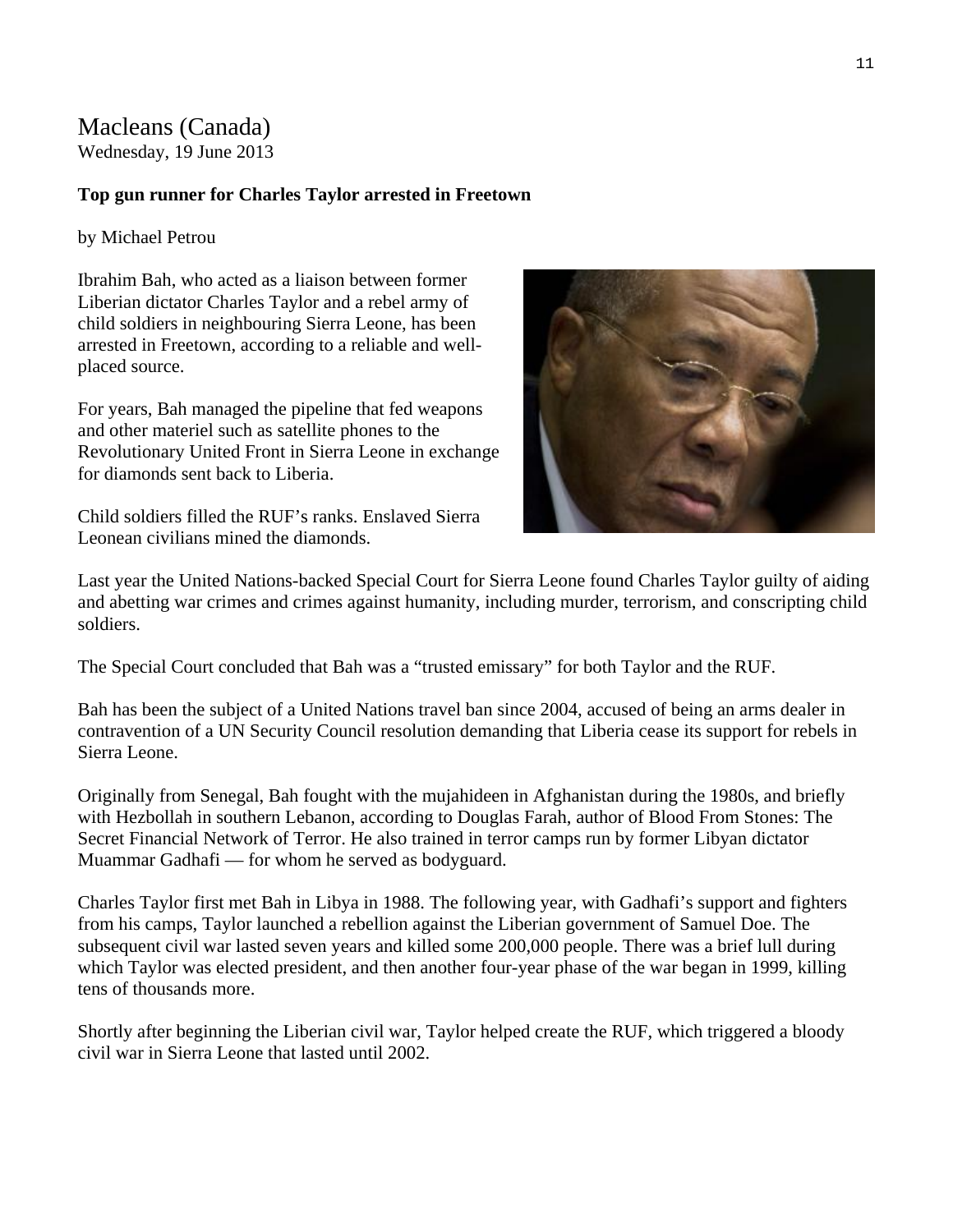# Macleans (Canada)

Wednesday, 19 June 2013

**Top gun runner for Charles Taylor arrested in Freetown**

by Michael Petrou

Ibrahim Bah, who acted as a liaison between former Liberian dictator Charles Taylor and a rebel army of child soldiers in neighbouring Sierra Leone, has been arrested in Freetown, according to a reliable and well-placed source.

For years, Bah managed the pipeline that fed weapons and other materiel such as satellite phones to the Revolutionary United Front in Sierra Leone in exchange for diamonds sent back to Liberia.

Child soldiers filled the RUF's ranks. Enslaved Sierra Leonean civilians mined the diamonds.

Last year the United Nations-backed Special Court for Sierra Leone found Charles Taylor guilty of aiding and abetting war crimes and crimes against humanity, including murder, terrorism, and conscripting child soldiers.

The Special Court concluded that Bah was a "trusted emissary" for both Taylor and the RUF.

Bah has been the subject of a United Nations travel ban since 2004, accused of being an arms dealer in contravention of a UN Security Council resolution demanding that Liberia cease its support for rebels in Sierra Leone.

Originally from Senegal, Bah fought with the mujahideen in Afghanistan during the 1980s, and briefly with Hezbollah in southern Lebanon, according to Douglas Farah, author of Blood From Stones: The Secret Financial Network of Terror. He also trained in terror camps run by former Libyan dictator Muammar Gadhafi — for whom he served as bodyguard.

Charles Taylor first met Bah in Libya in 1988. The following year, with Gadhafi's support and fighters from his camps, Taylor launched a rebellion against the Liberian government of Samuel Doe. The subsequent civil war lasted seven years and killed some 200,000 people. There was a brief lull during which Taylor was elected president, and then another four-year phase of the war began in 1999, killing tens of thousands more.

Shortly after beginning the Liberian civil war, Taylor helped create the RUF, which triggered a bloody civil war in Sierra Leone that lasted until 2002.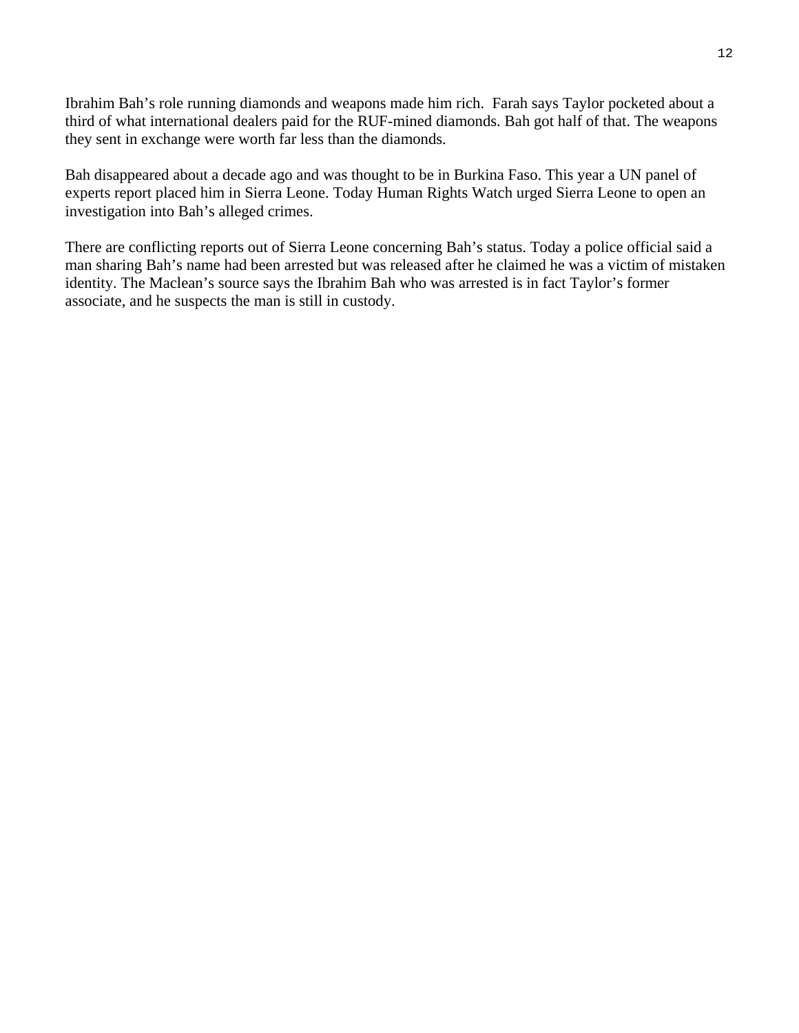Ibrahim Bah’s role running diamonds and weapons made him rich.  Farah says Taylor pocketed about a third of what international dealers paid for the RUF-mined diamonds. Bah got half of that. The weapons they sent in exchange were worth far less than the diamonds.

Bah disappeared about a decade ago and was thought to be in Burkina Faso. This year a UN panel of experts report placed him in Sierra Leone. Today Human Rights Watch urged Sierra Leone to open an investigation into Bah’s alleged crimes.

There are conflicting reports out of Sierra Leone concerning Bah’s status. Today a police official said a man sharing Bah’s name had been arrested but was released after he claimed he was a victim of mistaken identity. The Maclean’s source says the Ibrahim Bah who was arrested is in fact Taylor’s former associate, and he suspects the man is still in custody.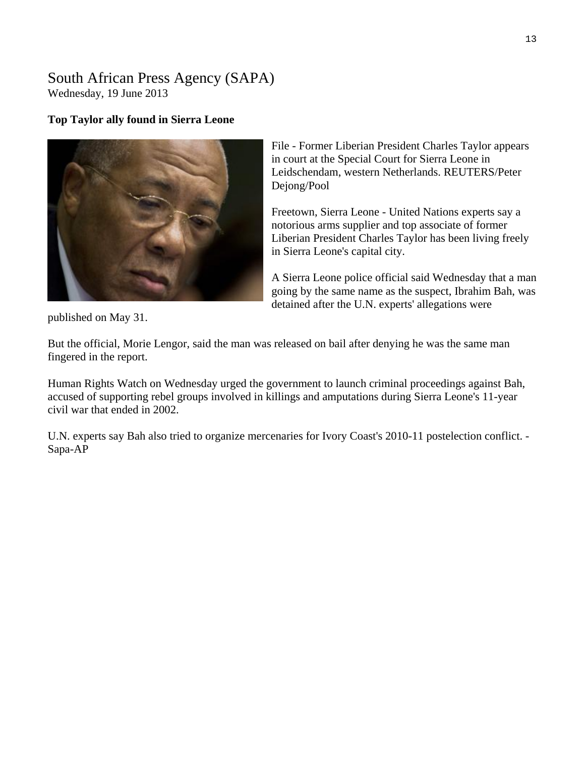# South African Press Agency (SAPA)

Wednesday, 19 June 2013

**Top Taylor ally found in Sierra Leone**

File - Former Liberian President Charles Taylor appears in court at the Special Court for Sierra Leone in Leidschendam, western Netherlands. REUTERS/Peter Dejong/Pool

Freetown, Sierra Leone - United Nations experts say a notorious arms supplier and top associate of former Liberian President Charles Taylor has been living freely in Sierra Leone's capital city.

A Sierra Leone police official said Wednesday that a man going by the same name as the suspect, Ibrahim Bah, was detained after the U.N. experts' allegations were published on May 31.

But the official, Morie Lengor, said the man was released on bail after denying he was the same man fingered in the report.

Human Rights Watch on Wednesday urged the government to launch criminal proceedings against Bah, accused of supporting rebel groups involved in killings and amputations during Sierra Leone's 11-year civil war that ended in 2002.

U.N. experts say Bah also tried to organize mercenaries for Ivory Coast's 2010-11 postelection conflict. - Sapa-AP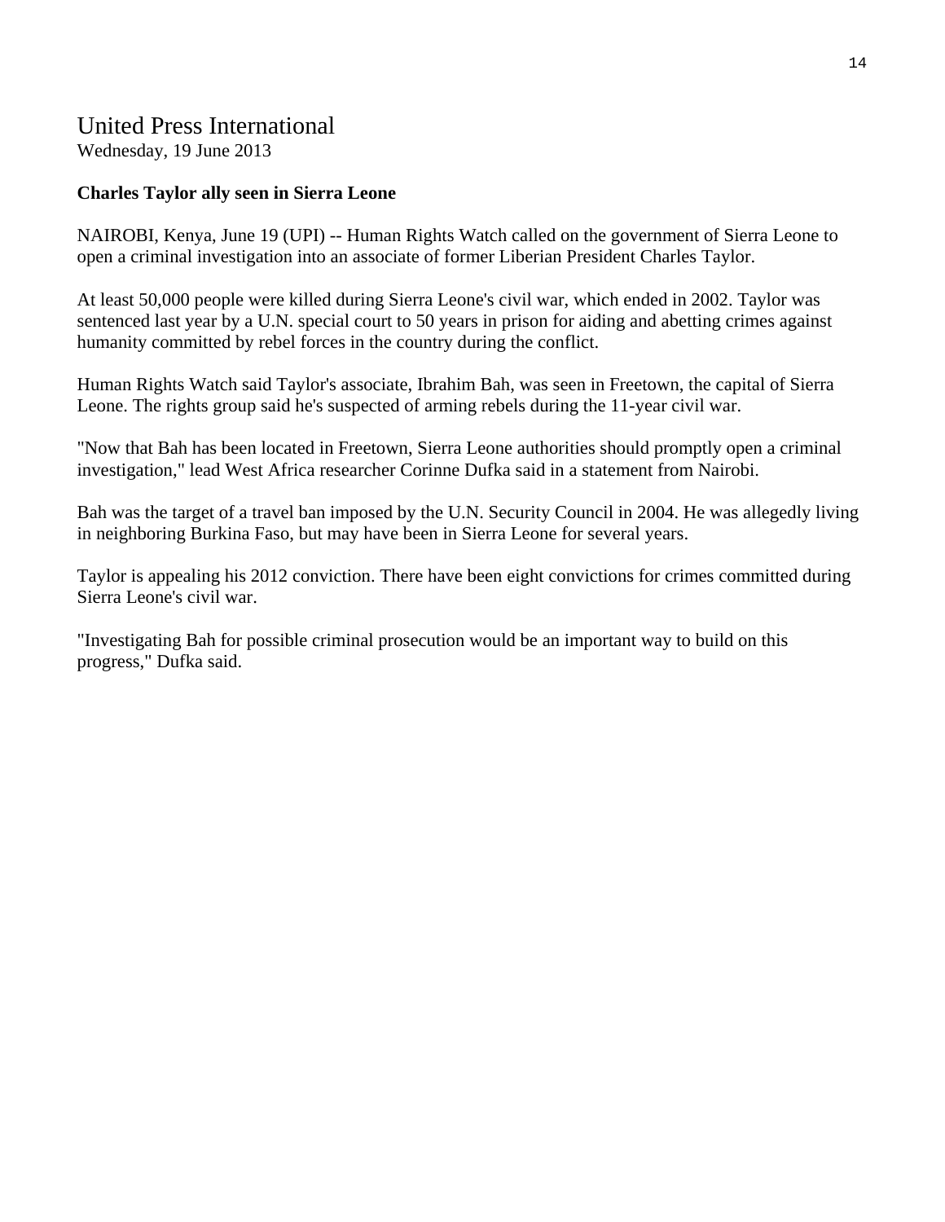## United Press International

Wednesday, 19 June 2013

**Charles Taylor ally seen in Sierra Leone**

NAIROBI, Kenya, June 19 (UPI) -- Human Rights Watch called on the government of Sierra Leone to open a criminal investigation into an associate of former Liberian President Charles Taylor.

At least 50,000 people were killed during Sierra Leone's civil war, which ended in 2002. Taylor was sentenced last year by a U.N. special court to 50 years in prison for aiding and abetting crimes against humanity committed by rebel forces in the country during the conflict.

Human Rights Watch said Taylor's associate, Ibrahim Bah, was seen in Freetown, the capital of Sierra Leone. The rights group said he's suspected of arming rebels during the 11-year civil war.

"Now that Bah has been located in Freetown, Sierra Leone authorities should promptly open a criminal investigation," lead West Africa researcher Corinne Dufka said in a statement from Nairobi.

Bah was the target of a travel ban imposed by the U.N. Security Council in 2004. He was allegedly living in neighboring Burkina Faso, but may have been in Sierra Leone for several years.

Taylor is appealing his 2012 conviction. There have been eight convictions for crimes committed during Sierra Leone's civil war.

"Investigating Bah for possible criminal prosecution would be an important way to build on this progress," Dufka said.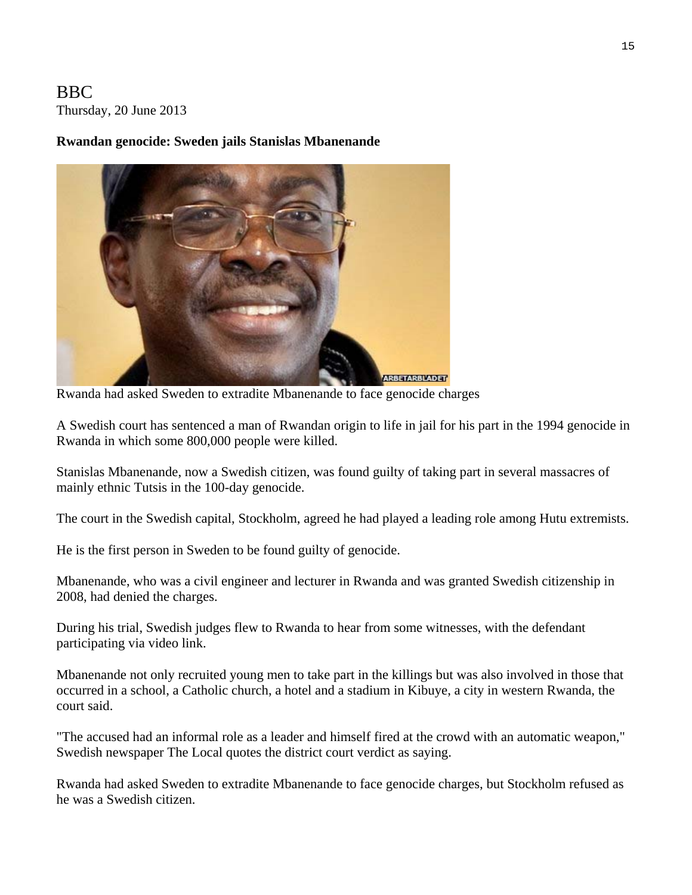BBC
Thursday, 20 June 2013

**Rwandan genocide: Sweden jails Stanislas Mbanenande**

Rwanda had asked Sweden to extradite Mbanenande to face genocide charges

A Swedish court has sentenced a man of Rwandan origin to life in jail for his part in the 1994 genocide in Rwanda in which some 800,000 people were killed.

Stanislas Mbanenande, now a Swedish citizen, was found guilty of taking part in several massacres of mainly ethnic Tutsis in the 100-day genocide.

The court in the Swedish capital, Stockholm, agreed he had played a leading role among Hutu extremists.

He is the first person in Sweden to be found guilty of genocide.

Mbanenande, who was a civil engineer and lecturer in Rwanda and was granted Swedish citizenship in 2008, had denied the charges.

During his trial, Swedish judges flew to Rwanda to hear from some witnesses, with the defendant participating via video link.

Mbanenande not only recruited young men to take part in the killings but was also involved in those that occurred in a school, a Catholic church, a hotel and a stadium in Kibuye, a city in western Rwanda, the court said.

"The accused had an informal role as a leader and himself fired at the crowd with an automatic weapon," Swedish newspaper The Local quotes the district court verdict as saying.

Rwanda had asked Sweden to extradite Mbanenande to face genocide charges, but Stockholm refused as he was a Swedish citizen.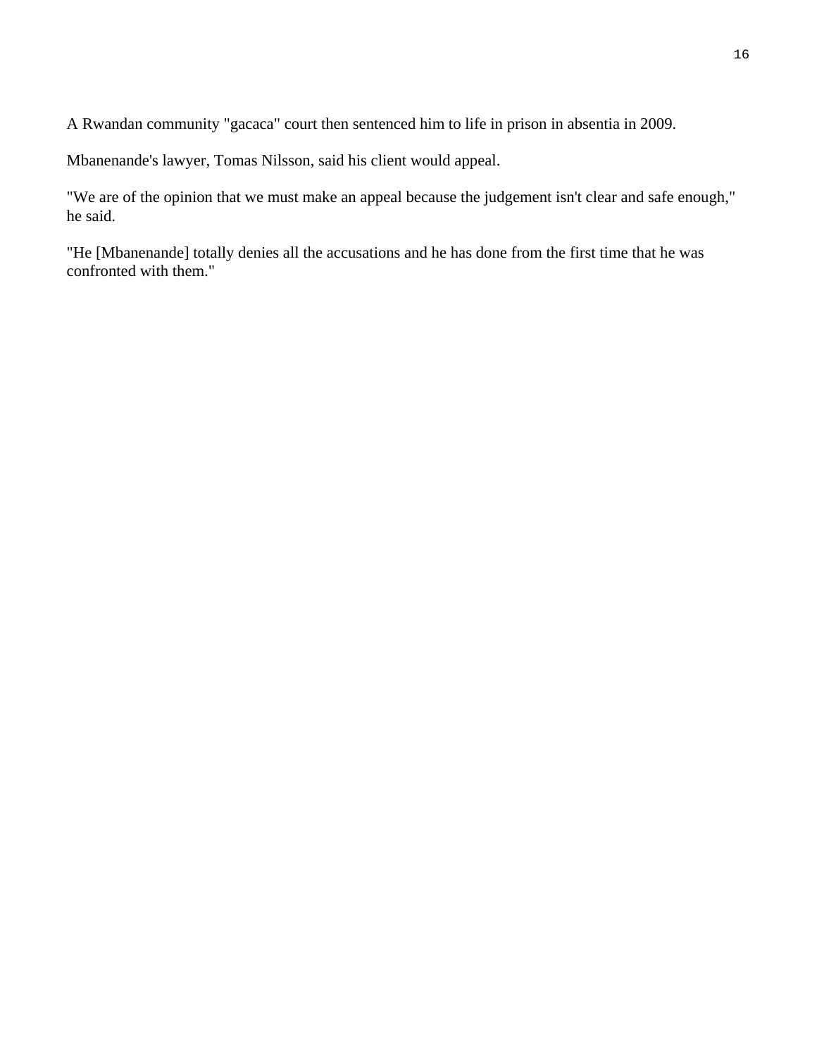A Rwandan community "gacaca" court then sentenced him to life in prison in absentia in 2009.

Mbanenande's lawyer, Tomas Nilsson, said his client would appeal.

"We are of the opinion that we must make an appeal because the judgement isn't clear and safe enough," he said.

"He [Mbanenande] totally denies all the accusations and he has done from the first time that he was confronted with them."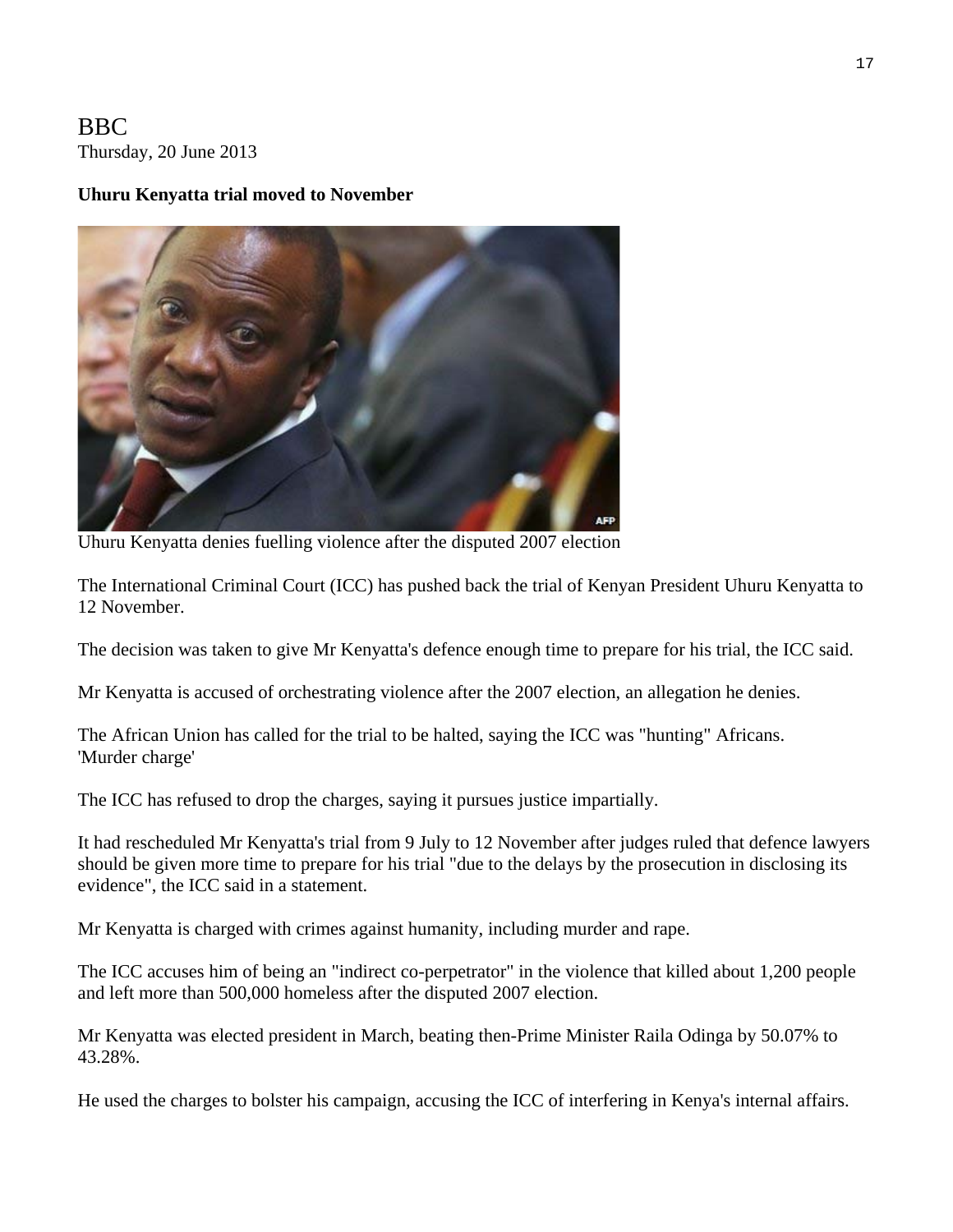BBC
Thursday, 20 June 2013

**Uhuru Kenyatta trial moved to November**

Uhuru Kenyatta denies fuelling violence after the disputed 2007 election

The International Criminal Court (ICC) has pushed back the trial of Kenyan President Uhuru Kenyatta to 12 November.

The decision was taken to give Mr Kenyatta's defence enough time to prepare for his trial, the ICC said.

Mr Kenyatta is accused of orchestrating violence after the 2007 election, an allegation he denies.

The African Union has called for the trial to be halted, saying the ICC was "hunting" Africans.
'Murder charge'

The ICC has refused to drop the charges, saying it pursues justice impartially.

It had rescheduled Mr Kenyatta's trial from 9 July to 12 November after judges ruled that defence lawyers should be given more time to prepare for his trial "due to the delays by the prosecution in disclosing its evidence", the ICC said in a statement.

Mr Kenyatta is charged with crimes against humanity, including murder and rape.

The ICC accuses him of being an "indirect co-perpetrator" in the violence that killed about 1,200 people and left more than 500,000 homeless after the disputed 2007 election.

Mr Kenyatta was elected president in March, beating then-Prime Minister Raila Odinga by 50.07% to 43.28%.

He used the charges to bolster his campaign, accusing the ICC of interfering in Kenya's internal affairs.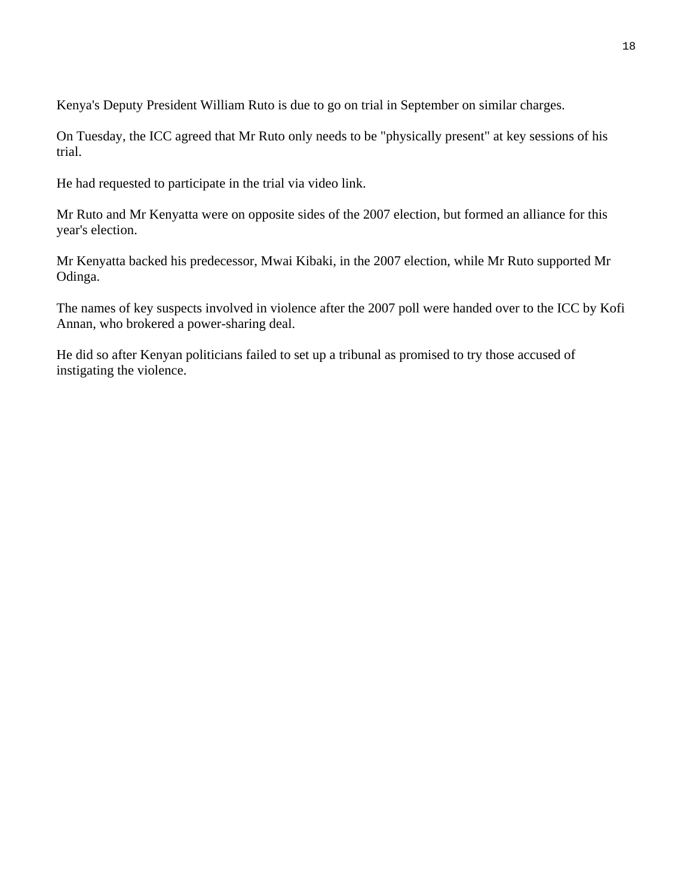Kenya's Deputy President William Ruto is due to go on trial in September on similar charges.

On Tuesday, the ICC agreed that Mr Ruto only needs to be "physically present" at key sessions of his trial.

He had requested to participate in the trial via video link.

Mr Ruto and Mr Kenyatta were on opposite sides of the 2007 election, but formed an alliance for this year's election.

Mr Kenyatta backed his predecessor, Mwai Kibaki, in the 2007 election, while Mr Ruto supported Mr Odinga.

The names of key suspects involved in violence after the 2007 poll were handed over to the ICC by Kofi Annan, who brokered a power-sharing deal.

He did so after Kenyan politicians failed to set up a tribunal as promised to try those accused of instigating the violence.